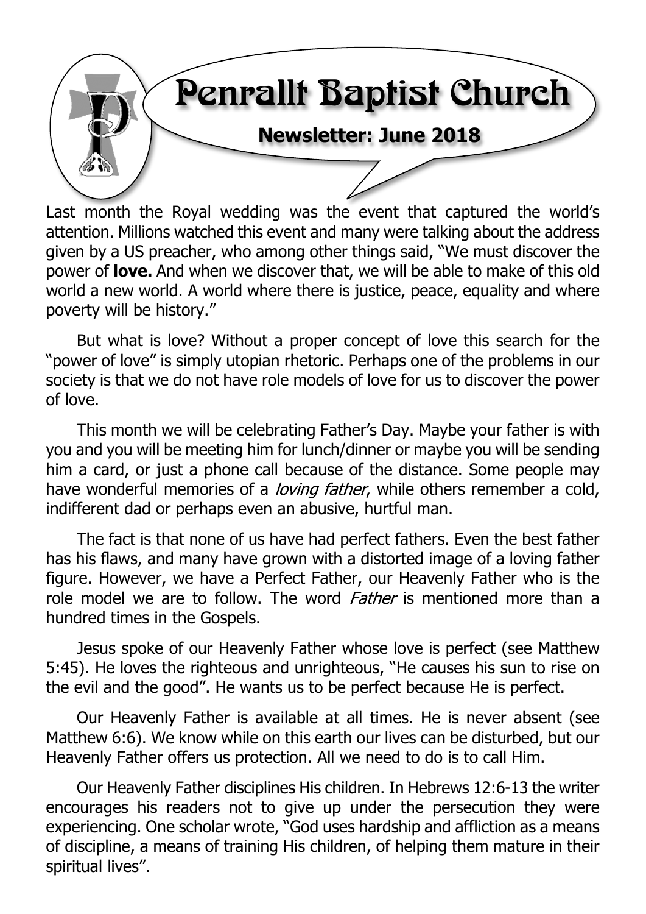# Penrallt Baptist Church

## Newsletter: June 2018

Last month the Royal wedding was the event that captured the world's attention. Millions watched this event and many were talking about the address given by a US preacher, who among other things said, "We must discover the power of **love.** And when we discover that, we will be able to make of this old world a new world. A world where there is justice, peace, equality and where poverty will be history."

But what is love? Without a proper concept of love this search for the "power of love" is simply utopian rhetoric. Perhaps one of the problems in our society is that we do not have role models of love for us to discover the power of love.

This month we will be celebrating Father's Day. Maybe your father is with you and you will be meeting him for lunch/dinner or maybe you will be sending him a card, or just a phone call because of the distance. Some people may have wonderful memories of a *loving father*, while others remember a cold, indifferent dad or perhaps even an abusive, hurtful man.

The fact is that none of us have had perfect fathers. Even the best father has his flaws, and many have grown with a distorted image of a loving father figure. However, we have a Perfect Father, our Heavenly Father who is the role model we are to follow. The word *Father* is mentioned more than a hundred times in the Gospels.

Jesus spoke of our Heavenly Father whose love is perfect (see Matthew 5:45). He loves the righteous and unrighteous, "He causes his sun to rise on the evil and the good". He wants us to be perfect because He is perfect.

Our Heavenly Father is available at all times. He is never absent (see Matthew 6:6). We know while on this earth our lives can be disturbed, but our Heavenly Father offers us protection. All we need to do is to call Him.

Our Heavenly Father disciplines His children. In Hebrews 12:6-13 the writer encourages his readers not to give up under the persecution they were experiencing. One scholar wrote, "God uses hardship and affliction as a means of discipline, a means of training His children, of helping them mature in their spiritual lives".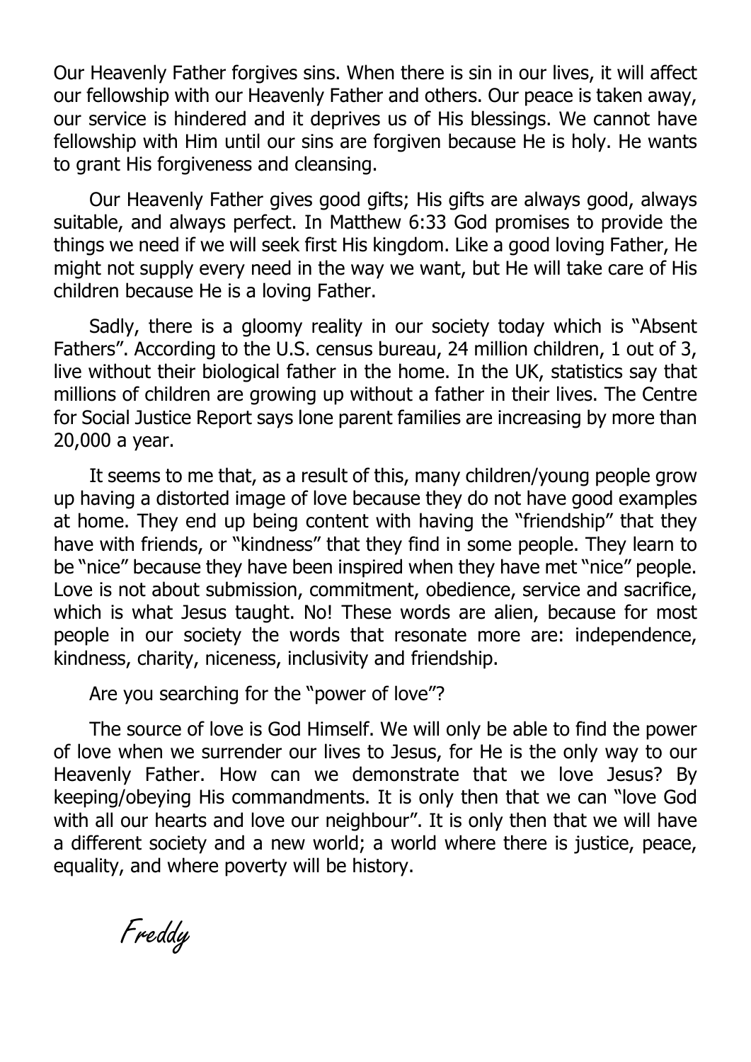Our Heavenly Father forgives sins. When there is sin in our lives, it will affect our fellowship with our Heavenly Father and others. Our peace is taken away, our service is hindered and it deprives us of His blessings. We cannot have fellowship with Him until our sins are forgiven because He is holy. He wants to grant His forgiveness and cleansing.

Our Heavenly Father gives good gifts; His gifts are always good, always suitable, and always perfect. In Matthew 6:33 God promises to provide the things we need if we will seek first His kingdom. Like a good loving Father, He might not supply every need in the way we want, but He will take care of His children because He is a loving Father.

Sadly, there is a gloomy reality in our society today which is "Absent Fathers". According to the U.S. census bureau, 24 million children, 1 out of 3, live without their biological father in the home. In the UK, statistics say that millions of children are growing up without a father in their lives. The Centre for Social Justice Report says lone parent families are increasing by more than 20,000 a year.

It seems to me that, as a result of this, many children/young people grow up having a distorted image of love because they do not have good examples at home. They end up being content with having the "friendship" that they have with friends, or "kindness" that they find in some people. They learn to be "nice" because they have been inspired when they have met "nice" people. Love is not about submission, commitment, obedience, service and sacrifice, which is what Jesus taught. No! These words are alien, because for most people in our society the words that resonate more are: independence, kindness, charity, niceness, inclusivity and friendship.

Are you searching for the "power of love"?

The source of love is God Himself. We will only be able to find the power of love when we surrender our lives to Jesus, for He is the only way to our Heavenly Father. How can we demonstrate that we love Jesus? By keeping/obeying His commandments. It is only then that we can "love God with all our hearts and love our neighbour". It is only then that we will have a different society and a new world; a world where there is justice, peace, equality, and where poverty will be history.

*Freddy*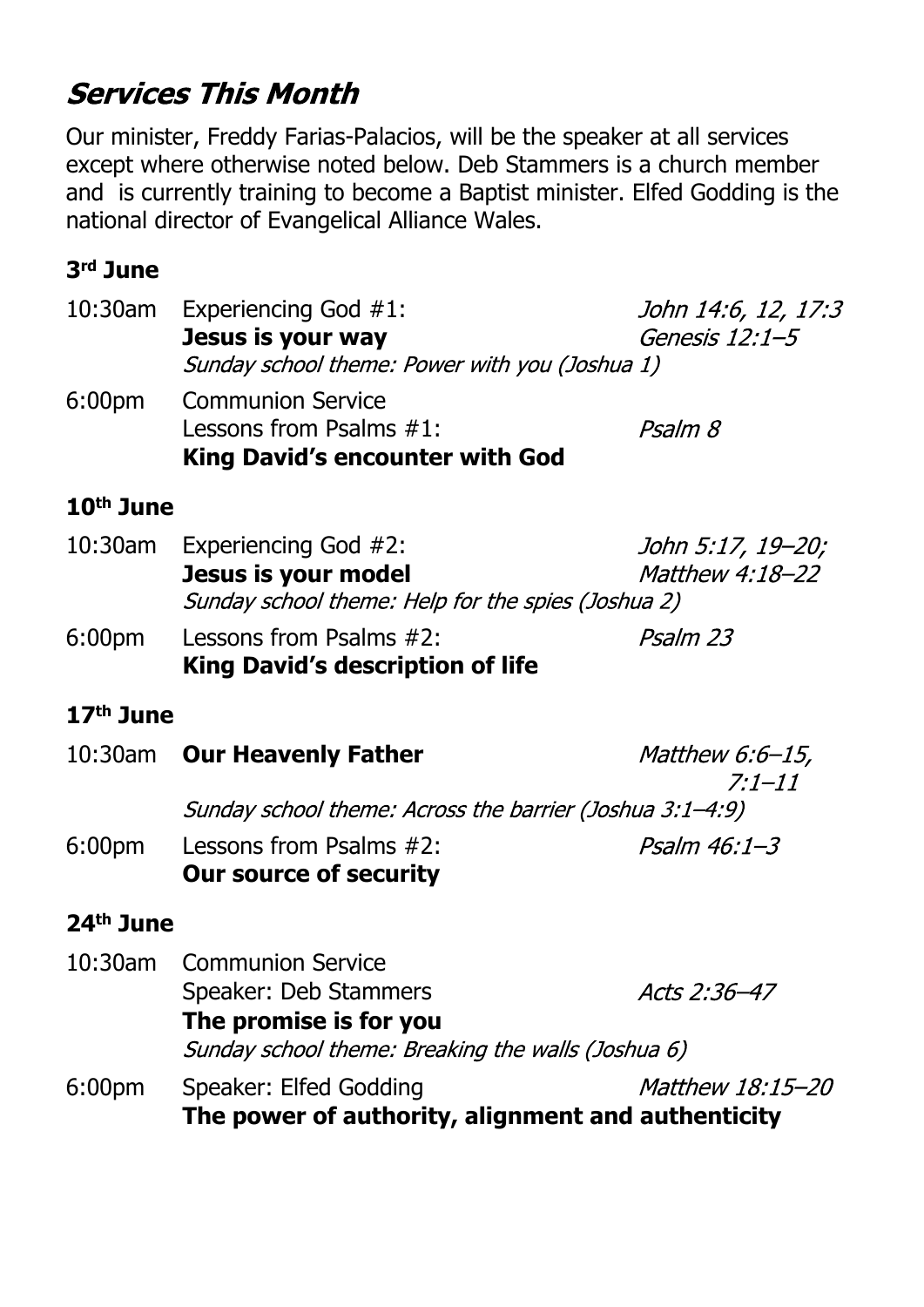## *Services This Month*

Our minister, Freddy Farias-Palacios, will be the speaker at all services except where otherwise noted below. Deb Stammers is a church member and is currently training to become a Baptist minister. Elfed Godding is the national director of Evangelical Alliance Wales.

### 3rd June

10:30am Experiencing God #1: *John 14:6, 12, 17:3*
**Jesus is your way** *Genesis 12:1–5*
*Sunday school theme: Power with you (Joshua 1)*

6:00pm Communion Service
Lessons from Psalms #1: *Psalm 8*
**King David's encounter with God**

### 10th June

10:30am Experiencing God #2: *John 5:17, 19–20;*
**Jesus is your model** *Matthew 4:18–22*
*Sunday school theme: Help for the spies (Joshua 2)*

6:00pm Lessons from Psalms #2: *Psalm 23*
**King David's description of life**

### 17th June

10:30am **Our Heavenly Father** *Matthew 6:6–15, 7:1–11*
*Sunday school theme: Across the barrier (Joshua 3:1–4:9)*

6:00pm Lessons from Psalms #2: *Psalm 46:1–3*
**Our source of security**

### 24th June

10:30am Communion Service
Speaker: Deb Stammers *Acts 2:36–47*
**The promise is for you**
*Sunday school theme: Breaking the walls (Joshua 6)*

6:00pm Speaker: Elfed Godding *Matthew 18:15–20*
**The power of authority, alignment and authenticity**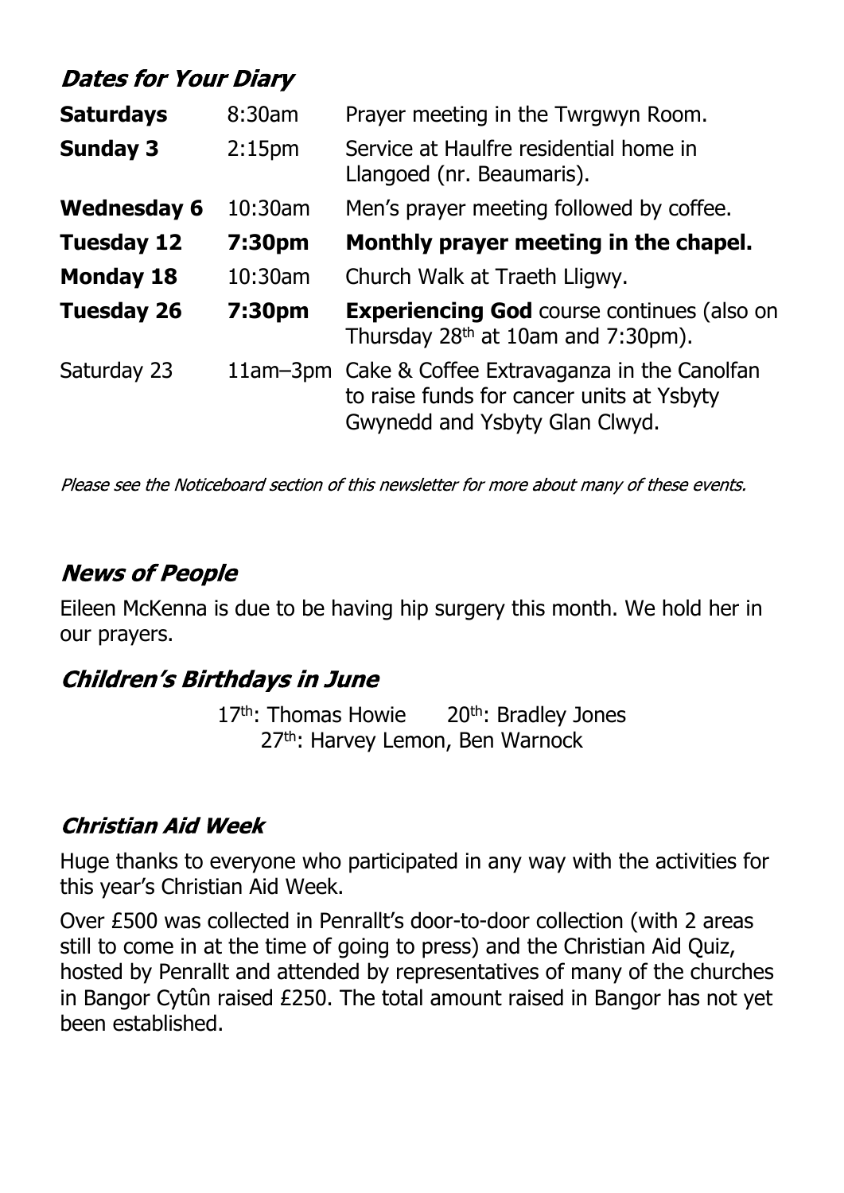## *Dates for Your Diary*

| | | |
|---|---|---|
| **Saturdays** | 8:30am | Prayer meeting in the Twrgwyn Room. |
| **Sunday 3** | 2:15pm | Service at Haulfre residential home in Llangoed (nr. Beaumaris). |
| **Wednesday 6** | 10:30am | Men's prayer meeting followed by coffee. |
| **Tuesday 12** | **7:30pm** | **Monthly prayer meeting in the chapel.** |
| **Monday 18** | 10:30am | Church Walk at Traeth Lligwy. |
| **Tuesday 26** | **7:30pm** | **Experiencing God** course continues (also on Thursday 28th at 10am and 7:30pm). |
| Saturday 23 | 11am–3pm | Cake & Coffee Extravaganza in the Canolfan to raise funds for cancer units at Ysbyty Gwynedd and Ysbyty Glan Clwyd. |

*Please see the Noticeboard section of this newsletter for more about many of these events.*

## *News of People*

Eileen McKenna is due to be having hip surgery this month. We hold her in our prayers.

## *Children's Birthdays in June*

17th: Thomas Howie 20th: Bradley Jones
27th: Harvey Lemon, Ben Warnock

## *Christian Aid Week*

Huge thanks to everyone who participated in any way with the activities for this year's Christian Aid Week.

Over £500 was collected in Penrallt's door-to-door collection (with 2 areas still to come in at the time of going to press) and the Christian Aid Quiz, hosted by Penrallt and attended by representatives of many of the churches in Bangor Cytûn raised £250. The total amount raised in Bangor has not yet been established.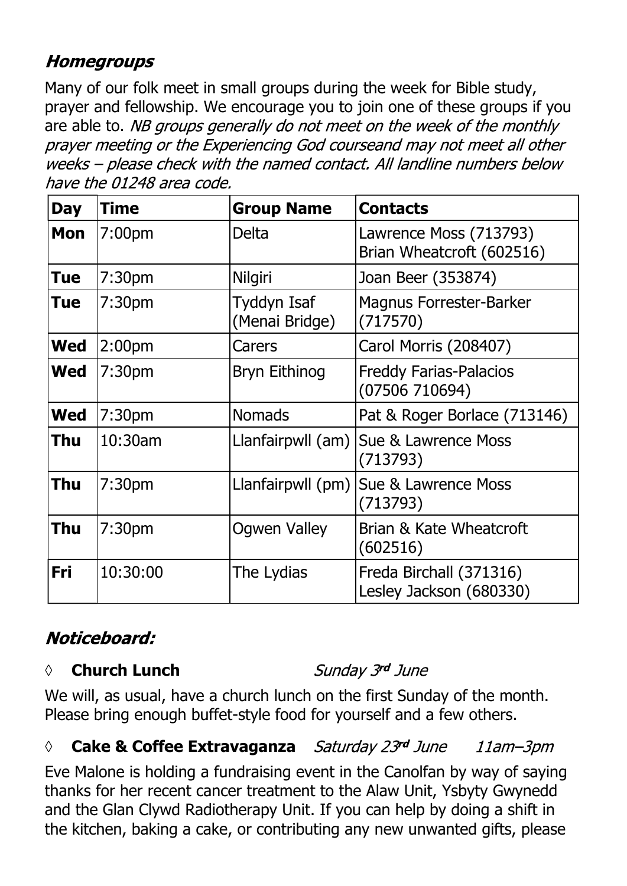## *Homegroups*

Many of our folk meet in small groups during the week for Bible study, prayer and fellowship. We encourage you to join one of these groups if you are able to. *NB groups generally do not meet on the week of the monthly prayer meeting or the Experiencing God courseand may not meet all other weeks – please check with the named contact. All landline numbers below have the 01248 area code.*

| Day | Time | Group Name | Contacts |
|---|---|---|---|
| **Mon** | 7:00pm | Delta | Lawrence Moss (713793)<br>Brian Wheatcroft (602516) |
| **Tue** | 7:30pm | Nilgiri | Joan Beer (353874) |
| **Tue** | 7:30pm | Tyddyn Isaf (Menai Bridge) | Magnus Forrester-Barker (717570) |
| **Wed** | 2:00pm | Carers | Carol Morris (208407) |
| **Wed** | 7:30pm | Bryn Eithinog | Freddy Farias-Palacios (07506 710694) |
| **Wed** | 7:30pm | Nomads | Pat & Roger Borlace (713146) |
| **Thu** | 10:30am | Llanfairpwll (am) | Sue & Lawrence Moss (713793) |
| **Thu** | 7:30pm | Llanfairpwll (pm) | Sue & Lawrence Moss (713793) |
| **Thu** | 7:30pm | Ogwen Valley | Brian & Kate Wheatcroft (602516) |
| **Fri** | 10:30:00 | The Lydias | Freda Birchall (371316)<br>Lesley Jackson (680330) |

## *Noticeboard:*

◊ **Church Lunch** *Sunday 3rd June*

We will, as usual, have a church lunch on the first Sunday of the month. Please bring enough buffet-style food for yourself and a few others.

◊ **Cake & Coffee Extravaganza** *Saturday 23rd June 11am–3pm*

Eve Malone is holding a fundraising event in the Canolfan by way of saying thanks for her recent cancer treatment to the Alaw Unit, Ysbyty Gwynedd and the Glan Clywd Radiotherapy Unit. If you can help by doing a shift in the kitchen, baking a cake, or contributing any new unwanted gifts, please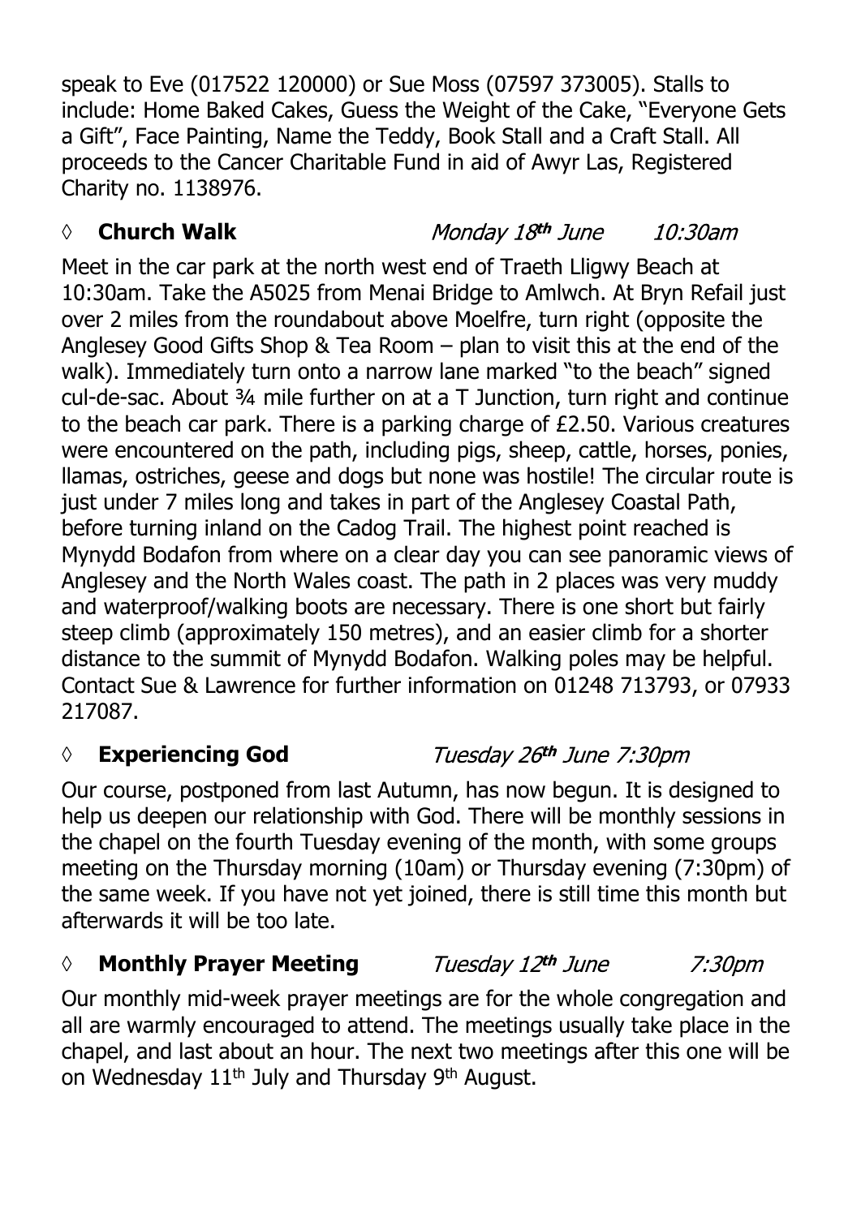speak to Eve (017522 120000) or Sue Moss (07597 373005). Stalls to include: Home Baked Cakes, Guess the Weight of the Cake, "Everyone Gets a Gift", Face Painting, Name the Teddy, Book Stall and a Craft Stall. All proceeds to the Cancer Charitable Fund in aid of Awyr Las, Registered Charity no. 1138976.

◊ **Church Walk** *Monday 18th June 10:30am*

Meet in the car park at the north west end of Traeth Lligwy Beach at 10:30am. Take the A5025 from Menai Bridge to Amlwch. At Bryn Refail just over 2 miles from the roundabout above Moelfre, turn right (opposite the Anglesey Good Gifts Shop & Tea Room – plan to visit this at the end of the walk). Immediately turn onto a narrow lane marked "to the beach" signed cul-de-sac. About ¾ mile further on at a T Junction, turn right and continue to the beach car park. There is a parking charge of £2.50. Various creatures were encountered on the path, including pigs, sheep, cattle, horses, ponies, llamas, ostriches, geese and dogs but none was hostile! The circular route is just under 7 miles long and takes in part of the Anglesey Coastal Path, before turning inland on the Cadog Trail. The highest point reached is Mynydd Bodafon from where on a clear day you can see panoramic views of Anglesey and the North Wales coast. The path in 2 places was very muddy and waterproof/walking boots are necessary. There is one short but fairly steep climb (approximately 150 metres), and an easier climb for a shorter distance to the summit of Mynydd Bodafon. Walking poles may be helpful. Contact Sue & Lawrence for further information on 01248 713793, or 07933 217087.

◊ **Experiencing God** *Tuesday 26th June 7:30pm*

Our course, postponed from last Autumn, has now begun. It is designed to help us deepen our relationship with God. There will be monthly sessions in the chapel on the fourth Tuesday evening of the month, with some groups meeting on the Thursday morning (10am) or Thursday evening (7:30pm) of the same week. If you have not yet joined, there is still time this month but afterwards it will be too late.

◊ **Monthly Prayer Meeting** *Tuesday 12th June 7:30pm*

Our monthly mid-week prayer meetings are for the whole congregation and all are warmly encouraged to attend. The meetings usually take place in the chapel, and last about an hour. The next two meetings after this one will be on Wednesday 11th July and Thursday 9th August.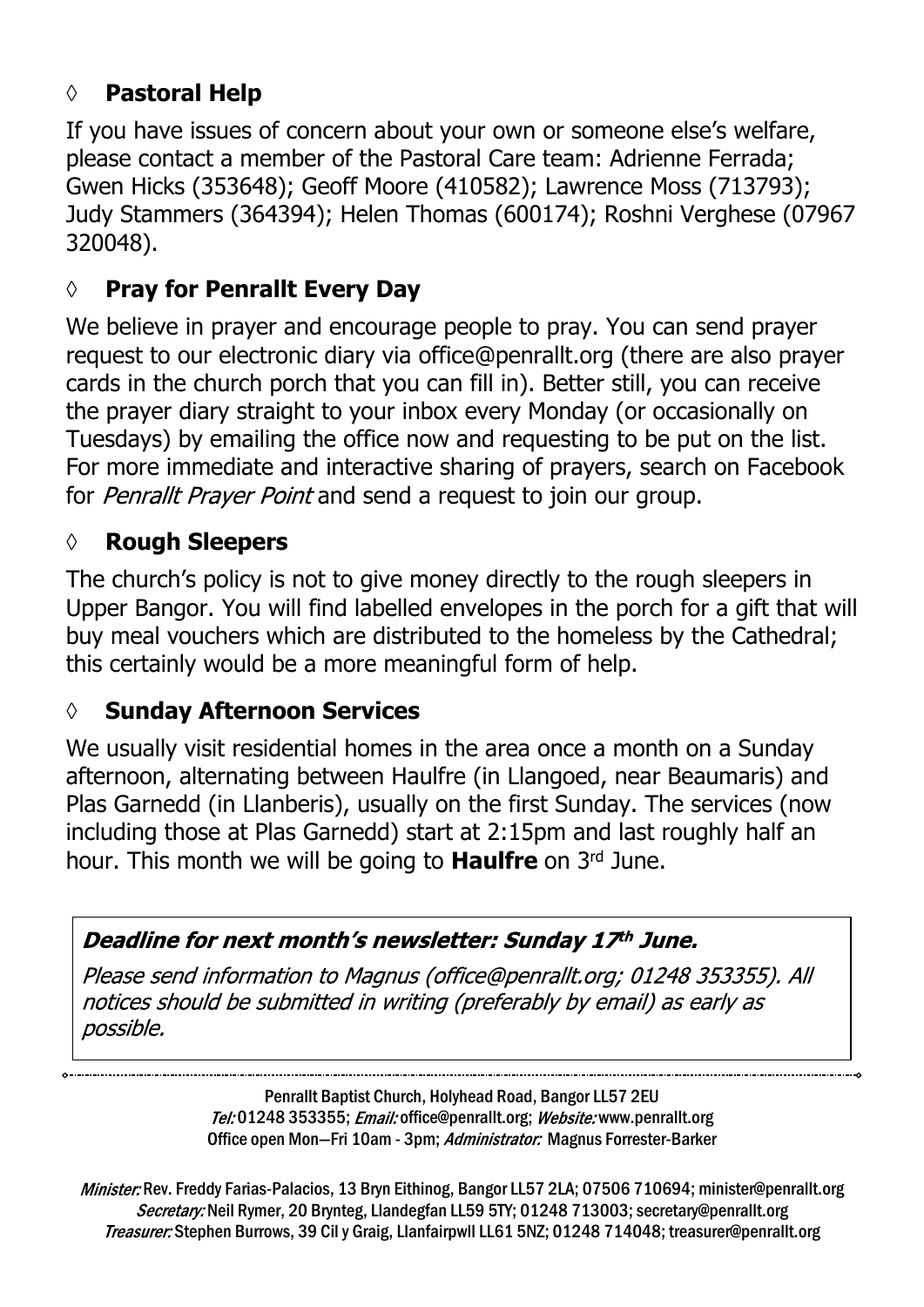## ◊ **Pastoral Help**

If you have issues of concern about your own or someone else's welfare, please contact a member of the Pastoral Care team: Adrienne Ferrada; Gwen Hicks (353648); Geoff Moore (410582); Lawrence Moss (713793); Judy Stammers (364394); Helen Thomas (600174); Roshni Verghese (07967 320048).

## ◊ **Pray for Penrallt Every Day**

We believe in prayer and encourage people to pray. You can send prayer request to our electronic diary via office@penrallt.org (there are also prayer cards in the church porch that you can fill in). Better still, you can receive the prayer diary straight to your inbox every Monday (or occasionally on Tuesdays) by emailing the office now and requesting to be put on the list. For more immediate and interactive sharing of prayers, search on Facebook for *Penrallt Prayer Point* and send a request to join our group.

## ◊ **Rough Sleepers**

The church's policy is not to give money directly to the rough sleepers in Upper Bangor. You will find labelled envelopes in the porch for a gift that will buy meal vouchers which are distributed to the homeless by the Cathedral; this certainly would be a more meaningful form of help.

## ◊ **Sunday Afternoon Services**

We usually visit residential homes in the area once a month on a Sunday afternoon, alternating between Haulfre (in Llangoed, near Beaumaris) and Plas Garnedd (in Llanberis), usually on the first Sunday. The services (now including those at Plas Garnedd) start at 2:15pm and last roughly half an hour. This month we will be going to **Haulfre** on 3rd June.

***Deadline for next month's newsletter: Sunday 17th June.***

*Please send information to Magnus (office@penrallt.org; 01248 353355). All notices should be submitted in writing (preferably by email) as early as possible.*

---

Penrallt Baptist Church, Holyhead Road, Bangor LL57 2EU
*Tel:* 01248 353355; *Email:* office@penrallt.org; *Website:* www.penrallt.org
Office open Mon—Fri 10am - 3pm; *Administrator:* Magnus Forrester-Barker

*Minister:* Rev. Freddy Farias-Palacios, 13 Bryn Eithinog, Bangor LL57 2LA; 07506 710694; minister@penrallt.org
*Secretary:* Neil Rymer, 20 Brynteg, Llandegfan LL59 5TY; 01248 713003; secretary@penrallt.org
*Treasurer:* Stephen Burrows, 39 Cil y Graig, Llanfairpwll LL61 5NZ; 01248 714048; treasurer@penrallt.org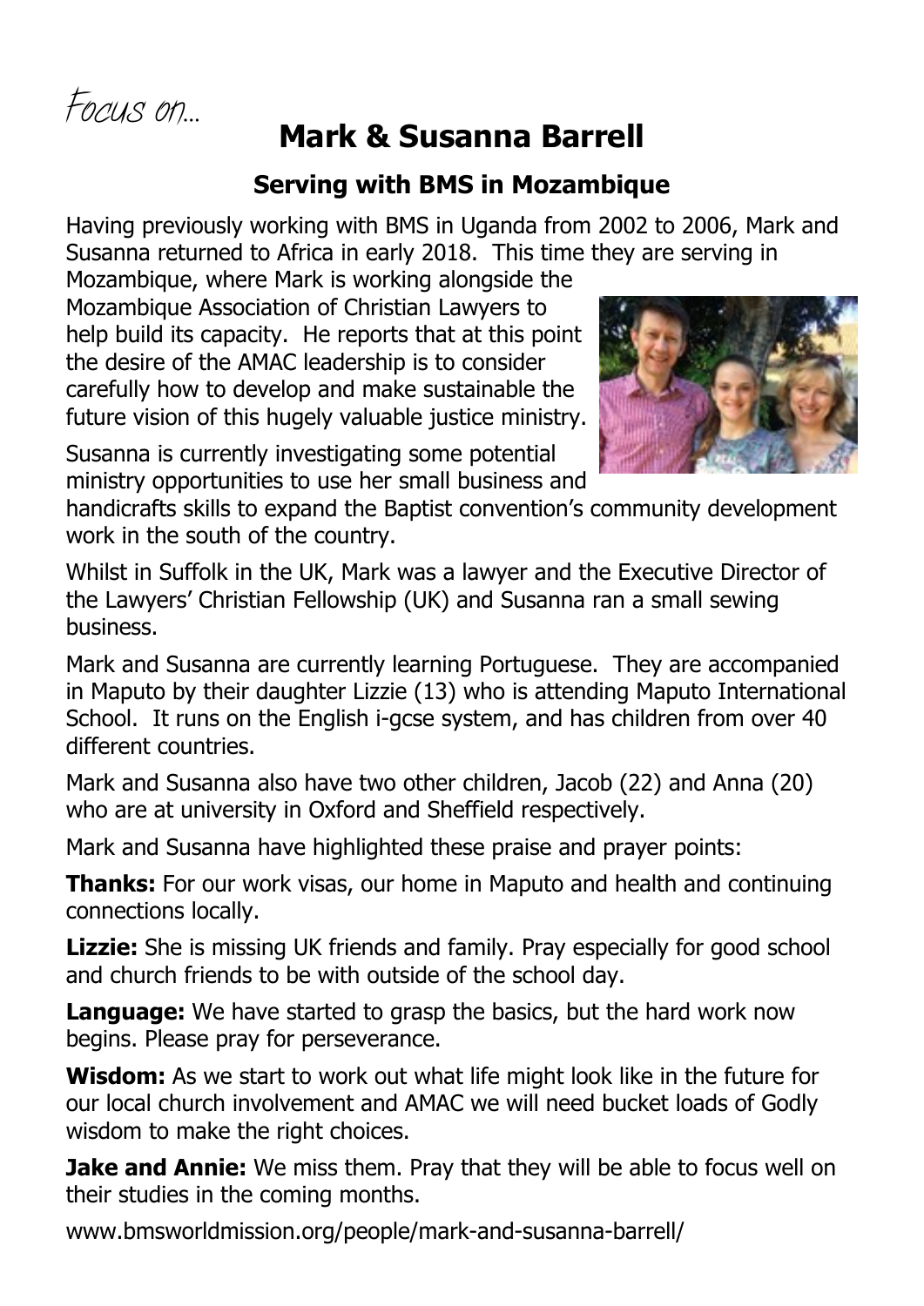*Focus on...*

# Mark & Susanna Barrell

## Serving with BMS in Mozambique

Having previously working with BMS in Uganda from 2002 to 2006, Mark and Susanna returned to Africa in early 2018. This time they are serving in Mozambique, where Mark is working alongside the Mozambique Association of Christian Lawyers to help build its capacity. He reports that at this point the desire of the AMAC leadership is to consider carefully how to develop and make sustainable the future vision of this hugely valuable justice ministry.

Susanna is currently investigating some potential ministry opportunities to use her small business and handicrafts skills to expand the Baptist convention's community development work in the south of the country.

Whilst in Suffolk in the UK, Mark was a lawyer and the Executive Director of the Lawyers' Christian Fellowship (UK) and Susanna ran a small sewing business.

Mark and Susanna are currently learning Portuguese. They are accompanied in Maputo by their daughter Lizzie (13) who is attending Maputo International School. It runs on the English i-gcse system, and has children from over 40 different countries.

Mark and Susanna also have two other children, Jacob (22) and Anna (20) who are at university in Oxford and Sheffield respectively.

Mark and Susanna have highlighted these praise and prayer points:

**Thanks:** For our work visas, our home in Maputo and health and continuing connections locally.

**Lizzie:** She is missing UK friends and family. Pray especially for good school and church friends to be with outside of the school day.

**Language:** We have started to grasp the basics, but the hard work now begins. Please pray for perseverance.

**Wisdom:** As we start to work out what life might look like in the future for our local church involvement and AMAC we will need bucket loads of Godly wisdom to make the right choices.

**Jake and Annie:** We miss them. Pray that they will be able to focus well on their studies in the coming months.

www.bmsworldmission.org/people/mark-and-susanna-barrell/